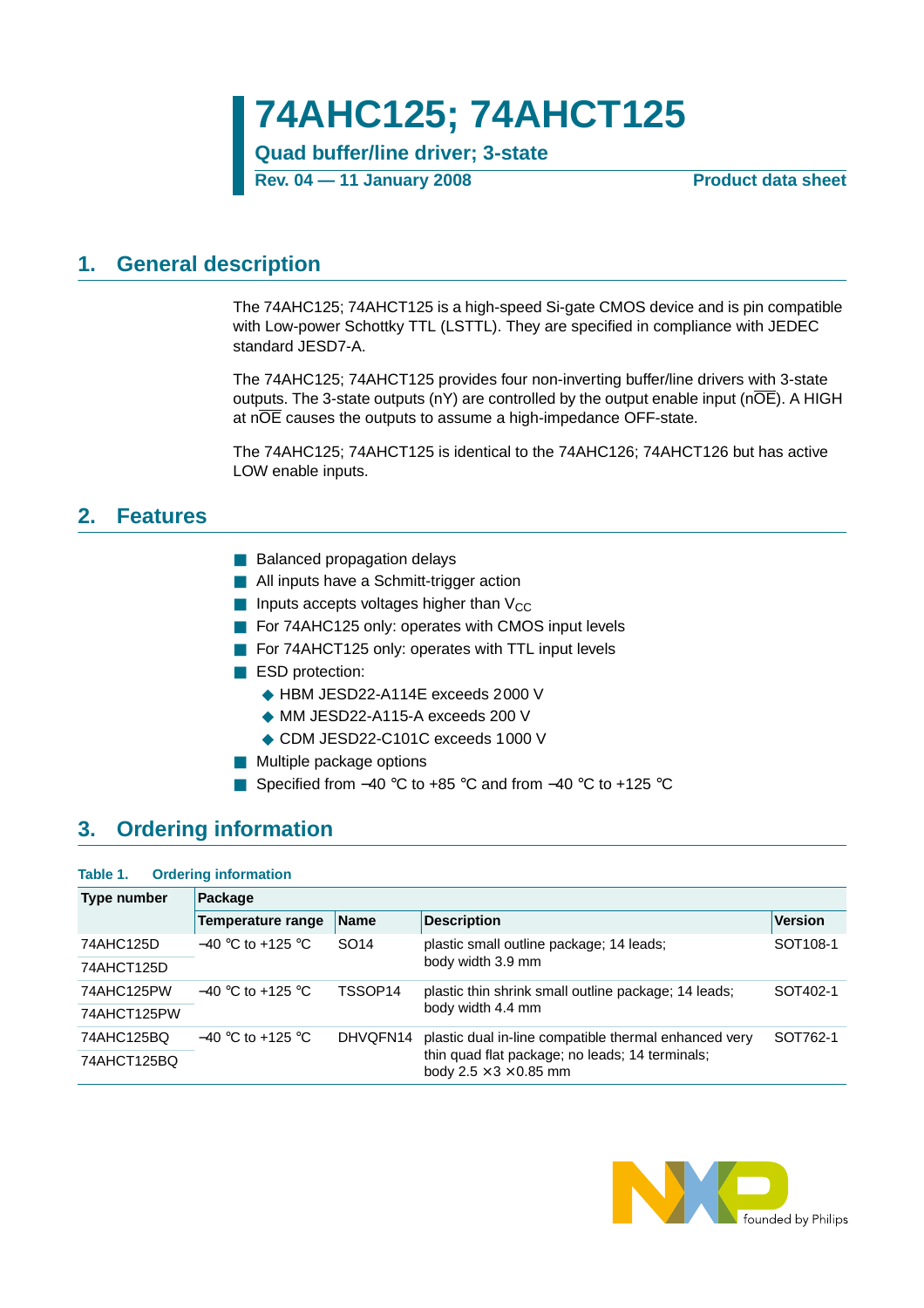# 74AHC125; 74AHCT125

**Quad buffer/line driver; 3-state**

**Rev. 04 — 11 January 2008** **Product data sheet**

## 1. General description

The 74AHC125; 74AHCT125 is a high-speed Si-gate CMOS device and is pin compatible with Low-power Schottky TTL (LSTTL). They are specified in compliance with JEDEC standard JESD7-A.

The 74AHC125; 74AHCT125 provides four non-inverting buffer/line drivers with 3-state outputs. The 3-state outputs (nY) are controlled by the output enable input ($n\overline{OE}$). A HIGH at $n\overline{OE}$ causes the outputs to assume a high-impedance OFF-state.

The 74AHC125; 74AHCT125 is identical to the 74AHC126; 74AHCT126 but has active LOW enable inputs.

## 2. Features

- Balanced propagation delays
- All inputs have a Schmitt-trigger action
- Inputs accepts voltages higher than $V_{CC}$
- For 74AHC125 only: operates with CMOS input levels
- For 74AHCT125 only: operates with TTL input levels
- ESD protection:
  - HBM JESD22-A114E exceeds 2000 V
  - MM JESD22-A115-A exceeds 200 V
  - CDM JESD22-C101C exceeds 1000 V
- Multiple package options
- Specified from −40 °C to +85 °C and from −40 °C to +125 °C

## 3. Ordering information

**Table 1. Ordering information**

| Type number | Package | | | |
|---|---|---|---|---|
| | Temperature range | Name | Description | Version |
| 74AHC125D | −40 °C to +125 °C | SO14 | plastic small outline package; 14 leads; body width 3.9 mm | SOT108-1 |
| 74AHCT125D | | | | |
| 74AHC125PW | −40 °C to +125 °C | TSSOP14 | plastic thin shrink small outline package; 14 leads; body width 4.4 mm | SOT402-1 |
| 74AHCT125PW | | | | |
| 74AHC125BQ | −40 °C to +125 °C | DHVQFN14 | plastic dual in-line compatible thermal enhanced very thin quad flat package; no leads; 14 terminals; body 2.5 × 3 × 0.85 mm | SOT762-1 |
| 74AHCT125BQ | | | | |

founded by Philips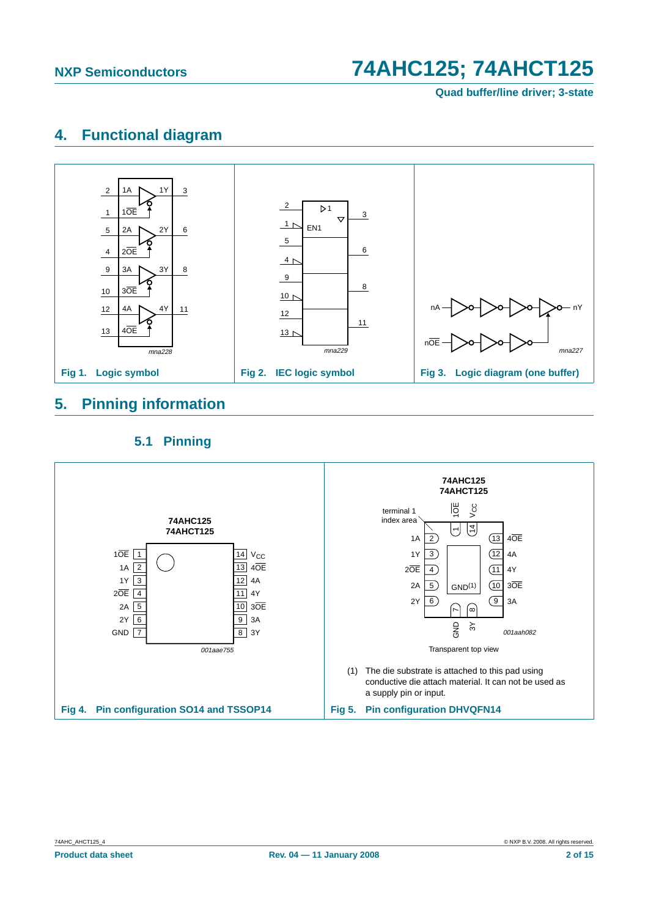## 4. Functional diagram

Fig 1. Logic symbol

Fig 2. IEC logic symbol

Fig 3. Logic diagram (one buffer)

## 5. Pinning information

### 5.1 Pinning

Fig 4. Pin configuration SO14 and TSSOP14

(1) The die substrate is attached to this pad using conductive die attach material. It can not be used as a supply pin or input.

Fig 5. Pin configuration DHVQFN14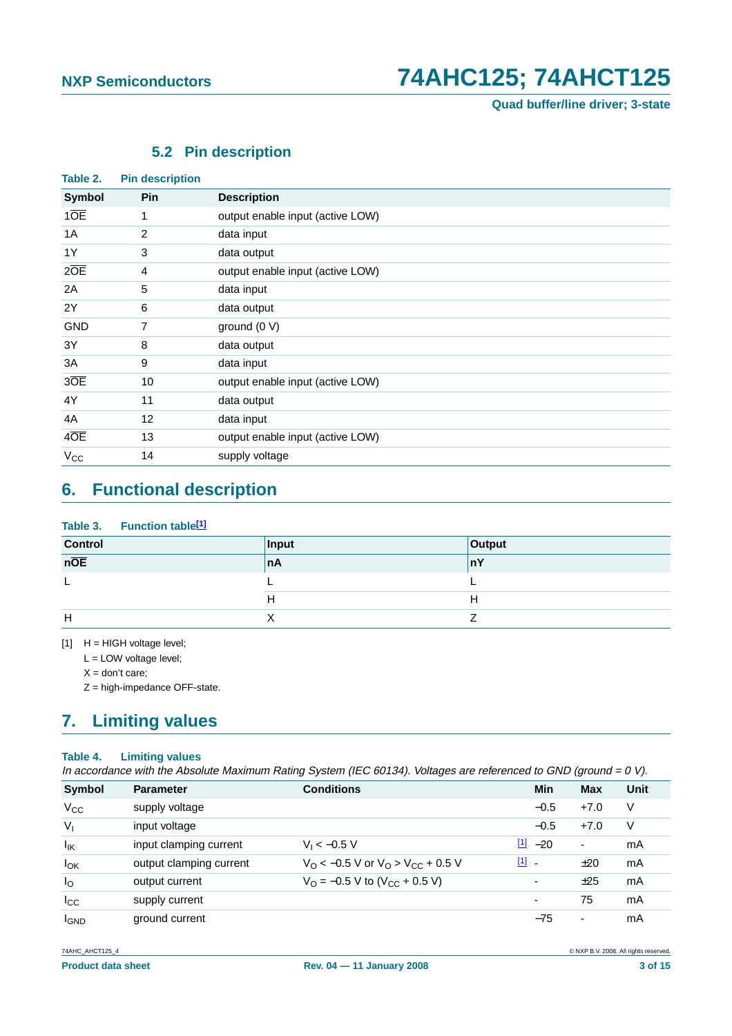### 5.2 Pin description

**Table 2. Pin description**

| Symbol | Pin | Description |
|---|---|---|
| $1\overline{OE}$ | 1 | output enable input (active LOW) |
| 1A | 2 | data input |
| 1Y | 3 | data output |
| $2\overline{OE}$ | 4 | output enable input (active LOW) |
| 2A | 5 | data input |
| 2Y | 6 | data output |
| GND | 7 | ground (0 V) |
| 3Y | 8 | data output |
| 3A | 9 | data input |
| $3\overline{OE}$ | 10 | output enable input (active LOW) |
| 4Y | 11 | data output |
| 4A | 12 | data input |
| $4\overline{OE}$ | 13 | output enable input (active LOW) |
| $V_{CC}$ | 14 | supply voltage |

## 6. Functional description

**Table 3. Function table[1]**

| Control | Input | Output |
|---|---|---|
| **$n\overline{OE}$** | **nA** | **nY** |
| L | L | L |
| | H | H |
| H | X | Z |

[1] H = HIGH voltage level;
L = LOW voltage level;
X = don't care;
Z = high-impedance OFF-state.

## 7. Limiting values

**Table 4. Limiting values**

*In accordance with the Absolute Maximum Rating System (IEC 60134). Voltages are referenced to GND (ground = 0 V).*

| Symbol | Parameter | Conditions | | Min | Max | Unit |
|---|---|---|---|---|---|---|
| $V_{CC}$ | supply voltage | | | −0.5 | +7.0 | V |
| $V_I$ | input voltage | | | −0.5 | +7.0 | V |
| $I_{IK}$ | input clamping current | $V_I < -0.5$ V | [1] | −20 | - | mA |
| $I_{OK}$ | output clamping current | $V_O < -0.5$ V or $V_O > V_{CC} + 0.5$ V | [1] | - | ±20 | mA |
| $I_O$ | output current | $V_O = -0.5$ V to ($V_{CC} + 0.5$ V) | | - | ±25 | mA |
| $I_{CC}$ | supply current | | | - | 75 | mA |
| $I_{GND}$ | ground current | | | −75 | - | mA |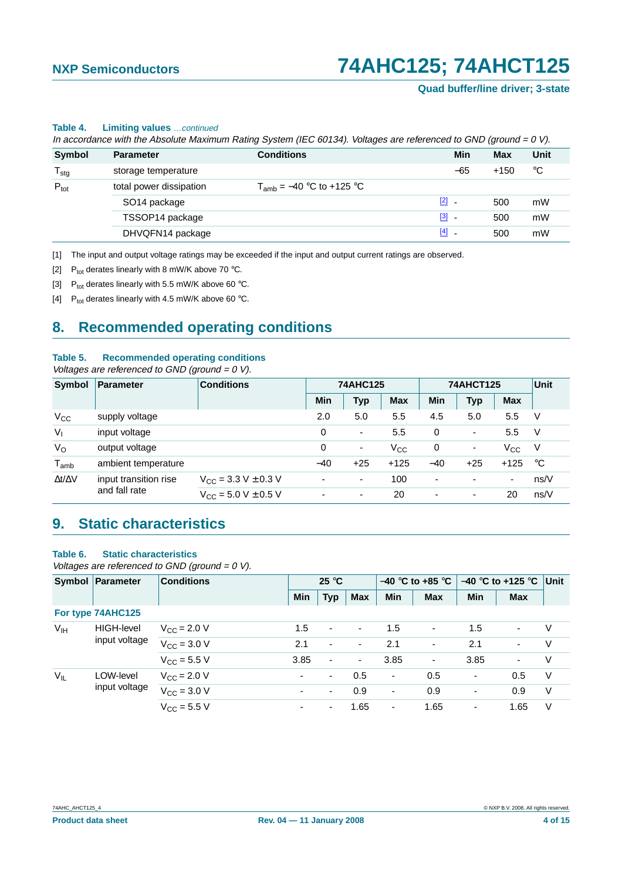**Table 4. Limiting values** *...continued*

*In accordance with the Absolute Maximum Rating System (IEC 60134). Voltages are referenced to GND (ground = 0 V).*

| Symbol | Parameter | Conditions | Min | Max | Unit |
|---|---|---|---|---|---|
| $T_{stg}$ | storage temperature | | −65 | +150 | °C |
| $P_{tot}$ | total power dissipation | $T_{amb}$ = −40 °C to +125 °C | | | |
| | SO14 package | [2] | - | 500 | mW |
| | TSSOP14 package | [3] | - | 500 | mW |
| | DHVQFN14 package | [4] | - | 500 | mW |

[1] The input and output voltage ratings may be exceeded if the input and output current ratings are observed.

[2] $P_{tot}$ derates linearly with 8 mW/K above 70 °C.

[3] $P_{tot}$ derates linearly with 5.5 mW/K above 60 °C.

[4] $P_{tot}$ derates linearly with 4.5 mW/K above 60 °C.

## 8. Recommended operating conditions

**Table 5. Recommended operating conditions**

*Voltages are referenced to GND (ground = 0 V).*

| Symbol | Parameter | Conditions | 74AHC125 | | | 74AHCT125 | | | Unit |
|---|---|---|---|---|---|---|---|---|---|
| | | | Min | Typ | Max | Min | Typ | Max | |
| $V_{CC}$ | supply voltage | | 2.0 | 5.0 | 5.5 | 4.5 | 5.0 | 5.5 | V |
| $V_I$ | input voltage | | 0 | - | 5.5 | 0 | - | 5.5 | V |
| $V_O$ | output voltage | | 0 | - | $V_{CC}$ | 0 | - | $V_{CC}$ | V |
| $T_{amb}$ | ambient temperature | | −40 | +25 | +125 | −40 | +25 | +125 | °C |
| Δt/ΔV | input transition rise and fall rate | $V_{CC}$ = 3.3 V ± 0.3 V | - | - | 100 | - | - | - | ns/V |
| | | $V_{CC}$ = 5.0 V ± 0.5 V | - | - | 20 | - | - | 20 | ns/V |

## 9. Static characteristics

**Table 6. Static characteristics**

*Voltages are referenced to GND (ground = 0 V).*

| Symbol | Parameter | Conditions | 25 °C | | | −40 °C to +85 °C | | −40 °C to +125 °C | | Unit |
|---|---|---|---|---|---|---|---|---|---|---|
| | | | Min | Typ | Max | Min | Max | Min | Max | |
| **For type 74AHC125** | | | | | | | | | | |
| $V_{IH}$ | HIGH-level input voltage | $V_{CC}$ = 2.0 V | 1.5 | - | - | 1.5 | - | 1.5 | - | V |
| | | $V_{CC}$ = 3.0 V | 2.1 | - | - | 2.1 | - | 2.1 | - | V |
| | | $V_{CC}$ = 5.5 V | 3.85 | - | - | 3.85 | - | 3.85 | - | V |
| $V_{IL}$ | LOW-level input voltage | $V_{CC}$ = 2.0 V | - | - | 0.5 | - | 0.5 | - | 0.5 | V |
| | | $V_{CC}$ = 3.0 V | - | - | 0.9 | - | 0.9 | - | 0.9 | V |
| | | $V_{CC}$ = 5.5 V | - | - | 1.65 | - | 1.65 | - | 1.65 | V |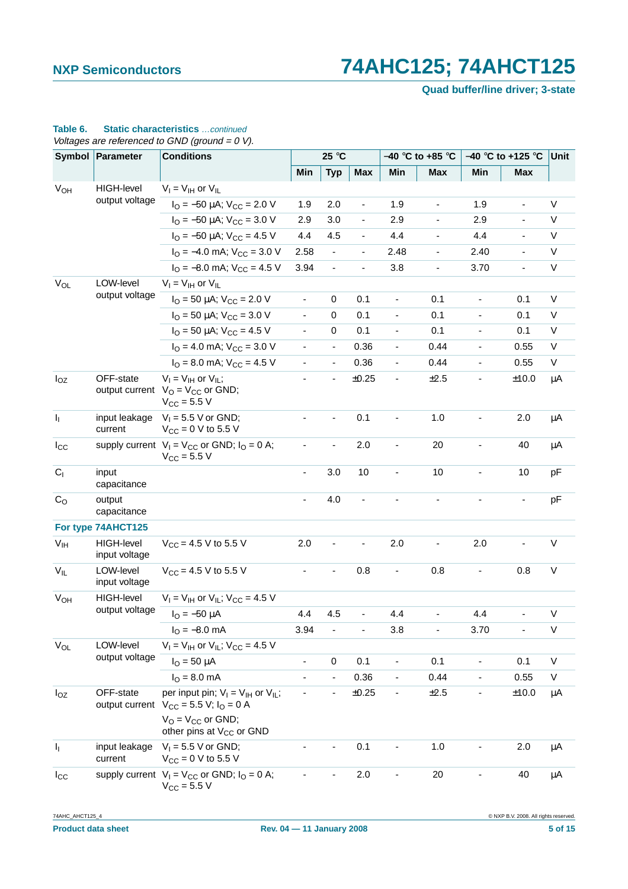**Table 6. Static characteristics** *...continued*

*Voltages are referenced to GND (ground = 0 V).*

| Symbol | Parameter | Conditions | 25 °C | | | −40 °C to +85 °C | | −40 °C to +125 °C | | Unit |
|---|---|---|---|---|---|---|---|---|---|---|
| | | | Min | Typ | Max | Min | Max | Min | Max | |
| $V_{OH}$ | HIGH-level output voltage | $V_I = V_{IH}$ or $V_{IL}$ | | | | | | | | |
| | | $I_O = -50$ µA; $V_{CC} = 2.0$ V | 1.9 | 2.0 | - | 1.9 | - | 1.9 | - | V |
| | | $I_O = -50$ µA; $V_{CC} = 3.0$ V | 2.9 | 3.0 | - | 2.9 | - | 2.9 | - | V |
| | | $I_O = -50$ µA; $V_{CC} = 4.5$ V | 4.4 | 4.5 | - | 4.4 | - | 4.4 | - | V |
| | | $I_O = -4.0$ mA; $V_{CC} = 3.0$ V | 2.58 | - | - | 2.48 | - | 2.40 | - | V |
| | | $I_O = -8.0$ mA; $V_{CC} = 4.5$ V | 3.94 | - | - | 3.8 | - | 3.70 | - | V |
| $V_{OL}$ | LOW-level output voltage | $V_I = V_{IH}$ or $V_{IL}$ | | | | | | | | |
| | | $I_O = 50$ µA; $V_{CC} = 2.0$ V | - | 0 | 0.1 | - | 0.1 | - | 0.1 | V |
| | | $I_O = 50$ µA; $V_{CC} = 3.0$ V | - | 0 | 0.1 | - | 0.1 | - | 0.1 | V |
| | | $I_O = 50$ µA; $V_{CC} = 4.5$ V | - | 0 | 0.1 | - | 0.1 | - | 0.1 | V |
| | | $I_O = 4.0$ mA; $V_{CC} = 3.0$ V | - | - | 0.36 | - | 0.44 | - | 0.55 | V |
| | | $I_O = 8.0$ mA; $V_{CC} = 4.5$ V | - | - | 0.36 | - | 0.44 | - | 0.55 | V |
| $I_{OZ}$ | OFF-state output current | $V_I = V_{IH}$ or $V_{IL}$; $V_O = V_{CC}$ or GND; $V_{CC} = 5.5$ V | - | - | ±0.25 | - | ±2.5 | - | ±10.0 | µA |
| $I_I$ | input leakage current | $V_I = 5.5$ V or GND; $V_{CC} = 0$ V to 5.5 V | - | - | 0.1 | - | 1.0 | - | 2.0 | µA |
| $I_{CC}$ | supply current | $V_I = V_{CC}$ or GND; $I_O = 0$ A; $V_{CC} = 5.5$ V | - | - | 2.0 | - | 20 | - | 40 | µA |
| $C_I$ | input capacitance | | - | 3.0 | 10 | - | 10 | - | 10 | pF |
| $C_O$ | output capacitance | | - | 4.0 | - | - | - | - | - | pF |
| **For type 74AHCT125** | | | | | | | | | | |
| $V_{IH}$ | HIGH-level input voltage | $V_{CC} = 4.5$ V to 5.5 V | 2.0 | - | - | 2.0 | - | 2.0 | - | V |
| $V_{IL}$ | LOW-level input voltage | $V_{CC} = 4.5$ V to 5.5 V | - | - | 0.8 | - | 0.8 | - | 0.8 | V |
| $V_{OH}$ | HIGH-level output voltage | $V_I = V_{IH}$ or $V_{IL}$; $V_{CC} = 4.5$ V | | | | | | | | |
| | | $I_O = -50$ µA | 4.4 | 4.5 | - | 4.4 | - | 4.4 | - | V |
| | | $I_O = -8.0$ mA | 3.94 | - | - | 3.8 | - | 3.70 | - | V |
| $V_{OL}$ | LOW-level output voltage | $V_I = V_{IH}$ or $V_{IL}$; $V_{CC} = 4.5$ V | | | | | | | | |
| | | $I_O = 50$ µA | - | 0 | 0.1 | - | 0.1 | - | 0.1 | V |
| | | $I_O = 8.0$ mA | - | - | 0.36 | - | 0.44 | - | 0.55 | V |
| $I_{OZ}$ | OFF-state output current | per input pin; $V_I = V_{IH}$ or $V_{IL}$; $V_{CC} = 5.5$ V; $I_O = 0$ A; $V_O = V_{CC}$ or GND; other pins at $V_{CC}$ or GND | - | - | ±0.25 | - | ±2.5 | - | ±10.0 | µA |
| $I_I$ | input leakage current | $V_I = 5.5$ V or GND; $V_{CC} = 0$ V to 5.5 V | - | - | 0.1 | - | 1.0 | - | 2.0 | µA |
| $I_{CC}$ | supply current | $V_I = V_{CC}$ or GND; $I_O = 0$ A; $V_{CC} = 5.5$ V | - | - | 2.0 | - | 20 | - | 40 | µA |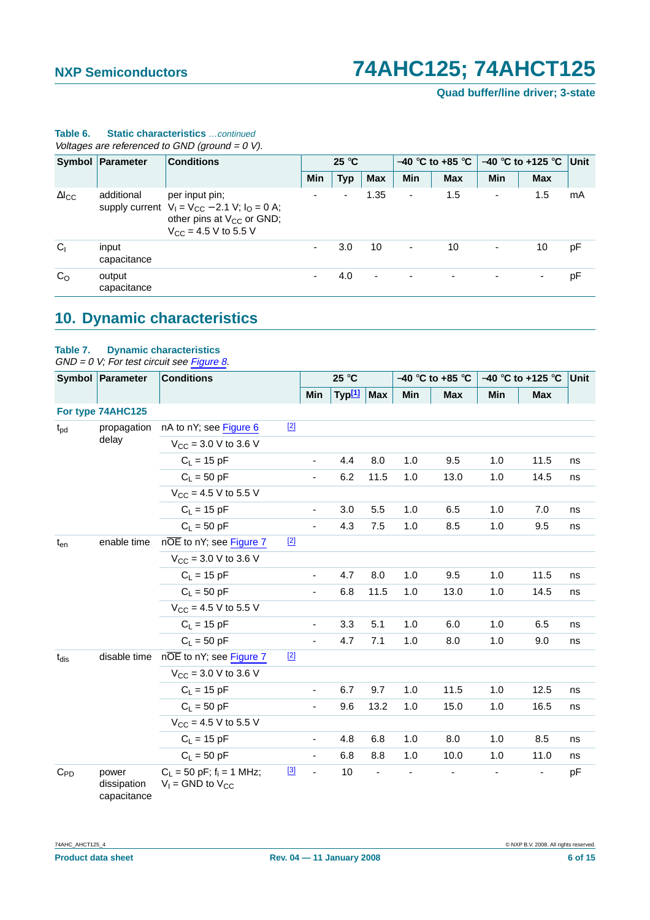**Table 6. Static characteristics** *...continued*

*Voltages are referenced to GND (ground = 0 V).*

| Symbol | Parameter | Conditions | 25 °C | | | −40 °C to +85 °C | | −40 °C to +125 °C | | Unit |
|---|---|---|---|---|---|---|---|---|---|---|
| | | | Min | Typ | Max | Min | Max | Min | Max | |
| $\Delta I_{CC}$ | additional supply current | per input pin; $V_I = V_{CC} - 2.1$ V; $I_O = 0$ A; other pins at $V_{CC}$ or GND; $V_{CC}$ = 4.5 V to 5.5 V | - | - | 1.35 | - | 1.5 | - | 1.5 | mA |
| $C_I$ | input capacitance | | - | 3.0 | 10 | - | 10 | - | 10 | pF |
| $C_O$ | output capacitance | | - | 4.0 | - | - | - | - | - | pF |

## 10. Dynamic characteristics

**Table 7. Dynamic characteristics**

*GND = 0 V; For test circuit see Figure 8.*

| Symbol | Parameter | Conditions | | 25 °C | | | −40 °C to +85 °C | | −40 °C to +125 °C | | Unit |
|---|---|---|---|---|---|---|---|---|---|---|---|
| | | | | Min | Typ[1] | Max | Min | Max | Min | Max | |
| **For type 74AHC125** | | | | | | | | | | | |
| $t_{pd}$ | propagation delay | nA to nY; see Figure 6 | [2] | | | | | | | | |
| | | $V_{CC}$ = 3.0 V to 3.6 V | | | | | | | | | |
| | | $C_L$ = 15 pF | | - | 4.4 | 8.0 | 1.0 | 9.5 | 1.0 | 11.5 | ns |
| | | $C_L$ = 50 pF | | - | 6.2 | 11.5 | 1.0 | 13.0 | 1.0 | 14.5 | ns |
| | | $V_{CC}$ = 4.5 V to 5.5 V | | | | | | | | | |
| | | $C_L$ = 15 pF | | - | 3.0 | 5.5 | 1.0 | 6.5 | 1.0 | 7.0 | ns |
| | | $C_L$ = 50 pF | | - | 4.3 | 7.5 | 1.0 | 8.5 | 1.0 | 9.5 | ns |
| $t_{en}$ | enable time | n$\overline{OE}$ to nY; see Figure 7 | [2] | | | | | | | | |
| | | $V_{CC}$ = 3.0 V to 3.6 V | | | | | | | | | |
| | | $C_L$ = 15 pF | | - | 4.7 | 8.0 | 1.0 | 9.5 | 1.0 | 11.5 | ns |
| | | $C_L$ = 50 pF | | - | 6.8 | 11.5 | 1.0 | 13.0 | 1.0 | 14.5 | ns |
| | | $V_{CC}$ = 4.5 V to 5.5 V | | | | | | | | | |
| | | $C_L$ = 15 pF | | - | 3.3 | 5.1 | 1.0 | 6.0 | 1.0 | 6.5 | ns |
| | | $C_L$ = 50 pF | | - | 4.7 | 7.1 | 1.0 | 8.0 | 1.0 | 9.0 | ns |
| $t_{dis}$ | disable time | n$\overline{OE}$ to nY; see Figure 7 | [2] | | | | | | | | |
| | | $V_{CC}$ = 3.0 V to 3.6 V | | | | | | | | | |
| | | $C_L$ = 15 pF | | - | 6.7 | 9.7 | 1.0 | 11.5 | 1.0 | 12.5 | ns |
| | | $C_L$ = 50 pF | | - | 9.6 | 13.2 | 1.0 | 15.0 | 1.0 | 16.5 | ns |
| | | $V_{CC}$ = 4.5 V to 5.5 V | | | | | | | | | |
| | | $C_L$ = 15 pF | | - | 4.8 | 6.8 | 1.0 | 8.0 | 1.0 | 8.5 | ns |
| | | $C_L$ = 50 pF | | - | 6.8 | 8.8 | 1.0 | 10.0 | 1.0 | 11.0 | ns |
| $C_{PD}$ | power dissipation capacitance | $C_L$ = 50 pF; $f_i$ = 1 MHz; $V_I$ = GND to $V_{CC}$ | [3] | - | 10 | - | - | - | - | - | pF |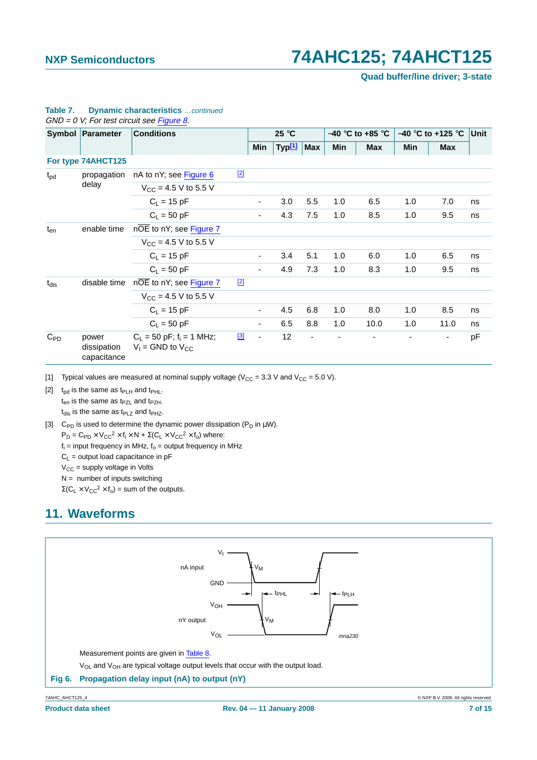**Table 7. Dynamic characteristics** *...continued*

*GND = 0 V; For test circuit see Figure 8.*

| Symbol | Parameter | Conditions | | 25 °C | | | −40 °C to +85 °C | | −40 °C to +125 °C | | Unit |
|---|---|---|---|---|---|---|---|---|---|---|---|
| | | | | Min | Typ[1] | Max | Min | Max | Min | Max | |
| **For type 74AHCT125** | | | | | | | | | | | |
| $t_{pd}$ | propagation delay | nA to nY; see Figure 6 | [2] | | | | | | | | |
| | | $V_{CC}$ = 4.5 V to 5.5 V | | | | | | | | | |
| | | $C_L$ = 15 pF | | - | 3.0 | 5.5 | 1.0 | 6.5 | 1.0 | 7.0 | ns |
| | | $C_L$ = 50 pF | | - | 4.3 | 7.5 | 1.0 | 8.5 | 1.0 | 9.5 | ns |
| $t_{en}$ | enable time | $n\overline{OE}$ to nY; see Figure 7 | | | | | | | | | |
| | | $V_{CC}$ = 4.5 V to 5.5 V | | | | | | | | | |
| | | $C_L$ = 15 pF | | - | 3.4 | 5.1 | 1.0 | 6.0 | 1.0 | 6.5 | ns |
| | | $C_L$ = 50 pF | | - | 4.9 | 7.3 | 1.0 | 8.3 | 1.0 | 9.5 | ns |
| $t_{dis}$ | disable time | $n\overline{OE}$ to nY; see Figure 7 | [2] | | | | | | | | |
| | | $V_{CC}$ = 4.5 V to 5.5 V | | | | | | | | | |
| | | $C_L$ = 15 pF | | - | 4.5 | 6.8 | 1.0 | 8.0 | 1.0 | 8.5 | ns |
| | | $C_L$ = 50 pF | | - | 6.5 | 8.8 | 1.0 | 10.0 | 1.0 | 11.0 | ns |
| $C_{PD}$ | power dissipation capacitance | $C_L$ = 50 pF; $f_i$ = 1 MHz; $V_I$ = GND to $V_{CC}$ | [3] | - | 12 | - | - | - | - | - | pF |

[1] Typical values are measured at nominal supply voltage ($V_{CC}$ = 3.3 V and $V_{CC}$ = 5.0 V).

[2] $t_{pd}$ is the same as $t_{PLH}$ and $t_{PHL}$.
$t_{en}$ is the same as $t_{PZL}$ and $t_{PZH}$.
$t_{dis}$ is the same as $t_{PLZ}$ and $t_{PHZ}$.

[3] $C_{PD}$ is used to determine the dynamic power dissipation ($P_D$ in μW).
$P_D = C_{PD} \times V_{CC}^2 \times f_i \times N + \Sigma(C_L \times V_{CC}^2 \times f_o)$ where:
$f_i$ = input frequency in MHz, $f_o$ = output frequency in MHz
$C_L$ = output load capacitance in pF
$V_{CC}$ = supply voltage in Volts
N = number of inputs switching
$\Sigma(C_L \times V_{CC}^2 \times f_o)$ = sum of the outputs.

## 11. Waveforms

Measurement points are given in Table 8.

$V_{OL}$ and $V_{OH}$ are typical voltage output levels that occur with the output load.

**Fig 6. Propagation delay input (nA) to output (nY)**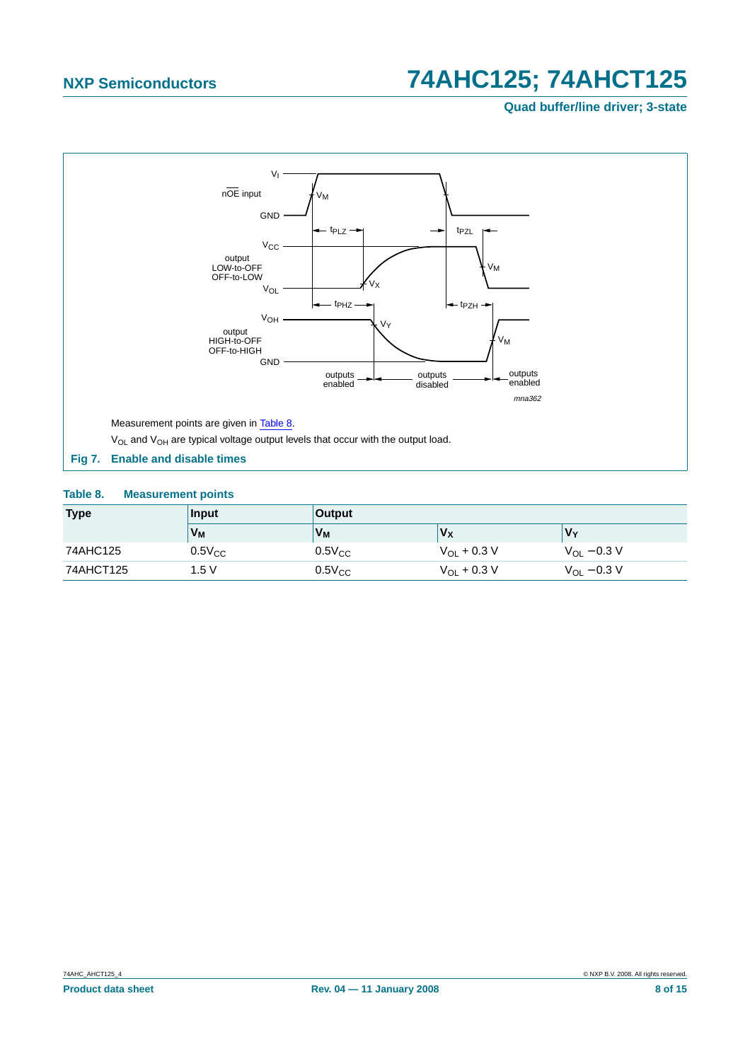$V_I$

$\overline{nOE}$ input

$V_M$

GND

$t_{PLZ}$

$t_{PZL}$

$V_{CC}$

output
LOW-to-OFF
OFF-to-LOW

$V_M$

$V_{OL}$

$V_X$

$t_{PHZ}$

$t_{PZH}$

$V_{OH}$

$V_Y$

output
HIGH-to-OFF
OFF-to-HIGH

$V_M$

GND

outputs enabled

outputs disabled

outputs enabled

*mna362*

Measurement points are given in Table 8.

$V_{OL}$ and $V_{OH}$ are typical voltage output levels that occur with the output load.

**Fig 7. Enable and disable times**

**Table 8. Measurement points**

| Type | Input | Output | | |
|---|---|---|---|---|
| | $V_M$ | $V_M$ | $V_X$ | $V_Y$ |
| 74AHC125 | $0.5V_{CC}$ | $0.5V_{CC}$ | $V_{OL} + 0.3$ V | $V_{OL} - 0.3$ V |
| 74AHCT125 | 1.5 V | $0.5V_{CC}$ | $V_{OL} + 0.3$ V | $V_{OL} - 0.3$ V |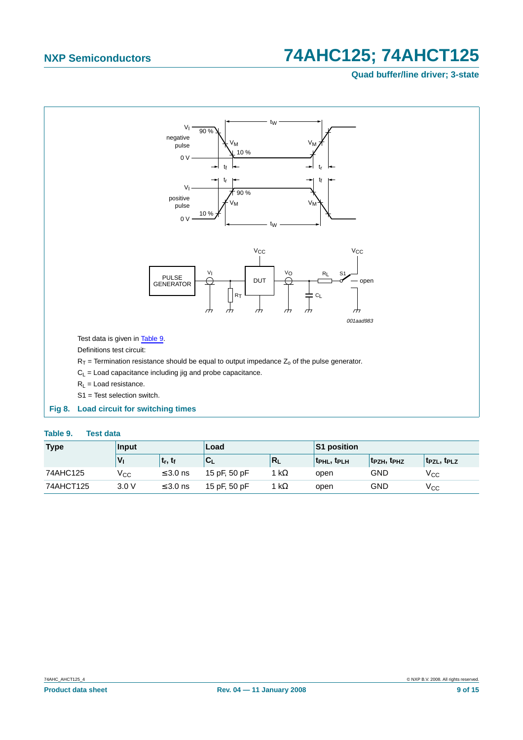$V_I$

negative pulse

0 V

90 %

$V_M$

10 %

$t_W$

$V_M$

$t_f$

$t_r$

$t_r$

$t_f$

$V_I$

positive pulse

0 V

90 %

$V_M$

10 %

$V_M$

$t_W$

$V_{CC}$

$V_{CC}$

PULSE GENERATOR

$V_I$

$R_T$

DUT

$V_O$

$R_L$

S1

open

$C_L$

001aad983

Test data is given in Table 9.

Definitions test circuit:

$R_T$ = Termination resistance should be equal to output impedance $Z_o$ of the pulse generator.

$C_L$ = Load capacitance including jig and probe capacitance.

$R_L$ = Load resistance.

S1 = Test selection switch.

**Fig 8. Load circuit for switching times**

**Table 9. Test data**

| Type | Input | | Load | | S1 position | | |
|---|---|---|---|---|---|---|---|
| | $V_I$ | $t_r$, $t_f$ | $C_L$ | $R_L$ | $t_{PHL}$, $t_{PLH}$ | $t_{PZH}$, $t_{PHZ}$ | $t_{PZL}$, $t_{PLZ}$ |
| 74AHC125 | $V_{CC}$ | ≤3.0 ns | 15 pF, 50 pF | 1 kΩ | open | GND | $V_{CC}$ |
| 74AHCT125 | 3.0 V | ≤3.0 ns | 15 pF, 50 pF | 1 kΩ | open | GND | $V_{CC}$ |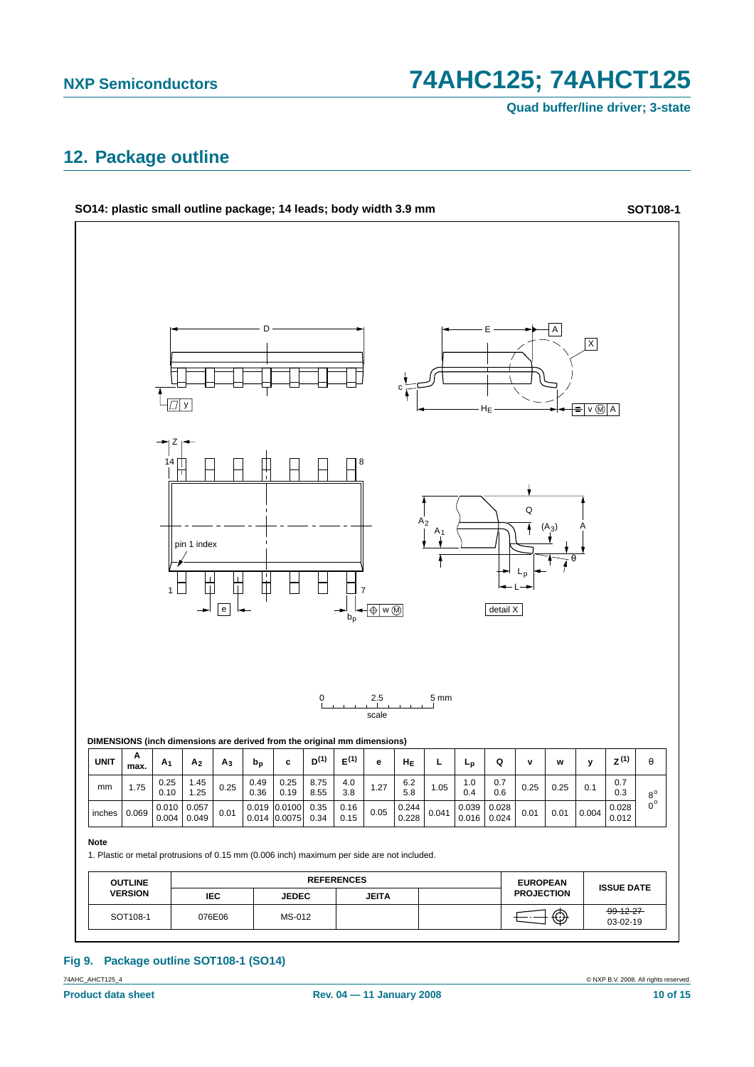## 12. Package outline

**SO14: plastic small outline package; 14 leads; body width 3.9 mm** **SOT108-1**

D
E
A
X
c
y
$H_E$
v Ⓜ A
Z
14
8
pin 1 index
1
7
e
$b_p$
w Ⓜ
Q
$A_2$
$A_1$
$(A_3)$
A
θ
$L_p$
L
detail X

0 2.5 5 mm
scale

**DIMENSIONS (inch dimensions are derived from the original mm dimensions)**

| UNIT | A max. | $A_1$ | $A_2$ | $A_3$ | $b_p$ | c | $D^{(1)}$ | $E^{(1)}$ | e | $H_E$ | L | $L_p$ | Q | v | w | y | $Z^{(1)}$ | θ |
|---|---|---|---|---|---|---|---|---|---|---|---|---|---|---|---|---|---|---|
| mm | 1.75 | 0.25<br>0.10 | 1.45<br>1.25 | 0.25 | 0.49<br>0.36 | 0.25<br>0.19 | 8.75<br>8.55 | 4.0<br>3.8 | 1.27 | 6.2<br>5.8 | 1.05 | 1.0<br>0.4 | 0.7<br>0.6 | 0.25 | 0.25 | 0.1 | 0.7<br>0.3 | 8°<br>0° |
| inches | 0.069 | 0.010<br>0.004 | 0.057<br>0.049 | 0.01 | 0.019<br>0.014 | 0.0100<br>0.0075 | 0.35<br>0.34 | 0.16<br>0.15 | 0.05 | 0.244<br>0.228 | 0.041 | 0.039<br>0.016 | 0.028<br>0.024 | 0.01 | 0.01 | 0.004 | 0.028<br>0.012 | |

**Note**

1. Plastic or metal protrusions of 0.15 mm (0.006 inch) maximum per side are not included.

| OUTLINE VERSION | REFERENCES | | | | EUROPEAN PROJECTION | ISSUE DATE |
|---|---|---|---|---|---|---|
| | IEC | JEDEC | JEITA | | | |
| SOT108-1 | 076E06 | MS-012 | | | | ~~99-12-27~~<br>03-02-19 |

**Fig 9. Package outline SOT108-1 (SO14)**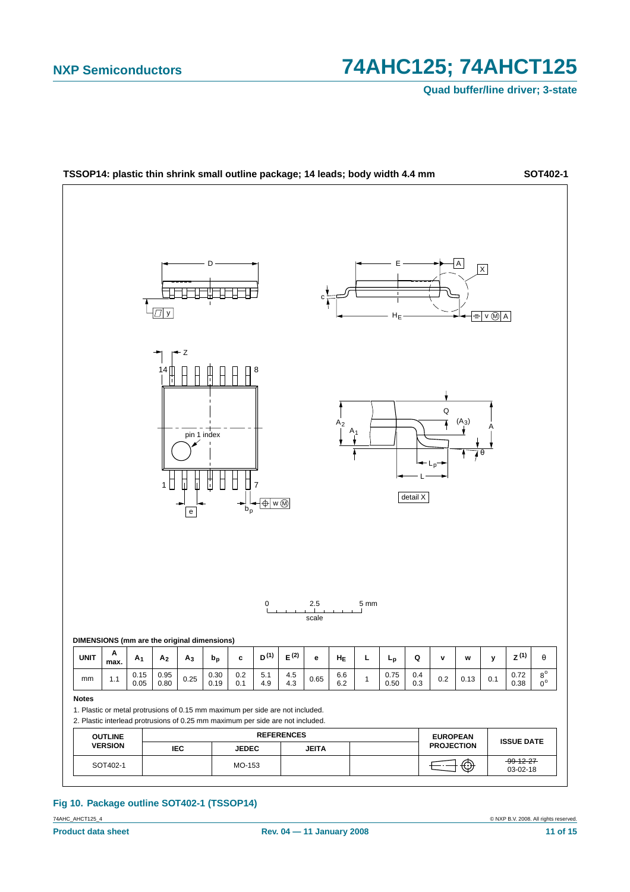## TSSOP14: plastic thin shrink small outline package; 14 leads; body width 4.4 mm

SOT402-1

D

E

A

X

c

y

$H_E$

v Ⓜ A

Z

14

8

pin 1 index

1

7

e

$b_p$

w Ⓜ

Q

$A_2$

$A_1$

$(A_3)$

A

θ

$L_p$

L

detail X

0 2.5 5 mm

scale

**DIMENSIONS (mm are the original dimensions)**

| UNIT | A max. | $A_1$ | $A_2$ | $A_3$ | $b_p$ | c | D (1) | E (2) | e | $H_E$ | L | $L_p$ | Q | v | w | y | Z (1) | θ |
|---|---|---|---|---|---|---|---|---|---|---|---|---|---|---|---|---|---|---|
| mm | 1.1 | 0.15<br>0.05 | 0.95<br>0.80 | 0.25 | 0.30<br>0.19 | 0.2<br>0.1 | 5.1<br>4.9 | 4.5<br>4.3 | 0.65 | 6.6<br>6.2 | 1 | 0.75<br>0.50 | 0.4<br>0.3 | 0.2 | 0.13 | 0.1 | 0.72<br>0.38 | 8°<br>0° |

**Notes**

1. Plastic or metal protrusions of 0.15 mm maximum per side are not included.
2. Plastic interlead protrusions of 0.25 mm maximum per side are not included.

| OUTLINE VERSION | REFERENCES | | | | EUROPEAN PROJECTION | ISSUE DATE |
|---|---|---|---|---|---|---|
| | IEC | JEDEC | JEITA | | | |
| SOT402-1 | | MO-153 | | | | ~~99-12-27~~<br>03-02-18 |

**Fig 10. Package outline SOT402-1 (TSSOP14)**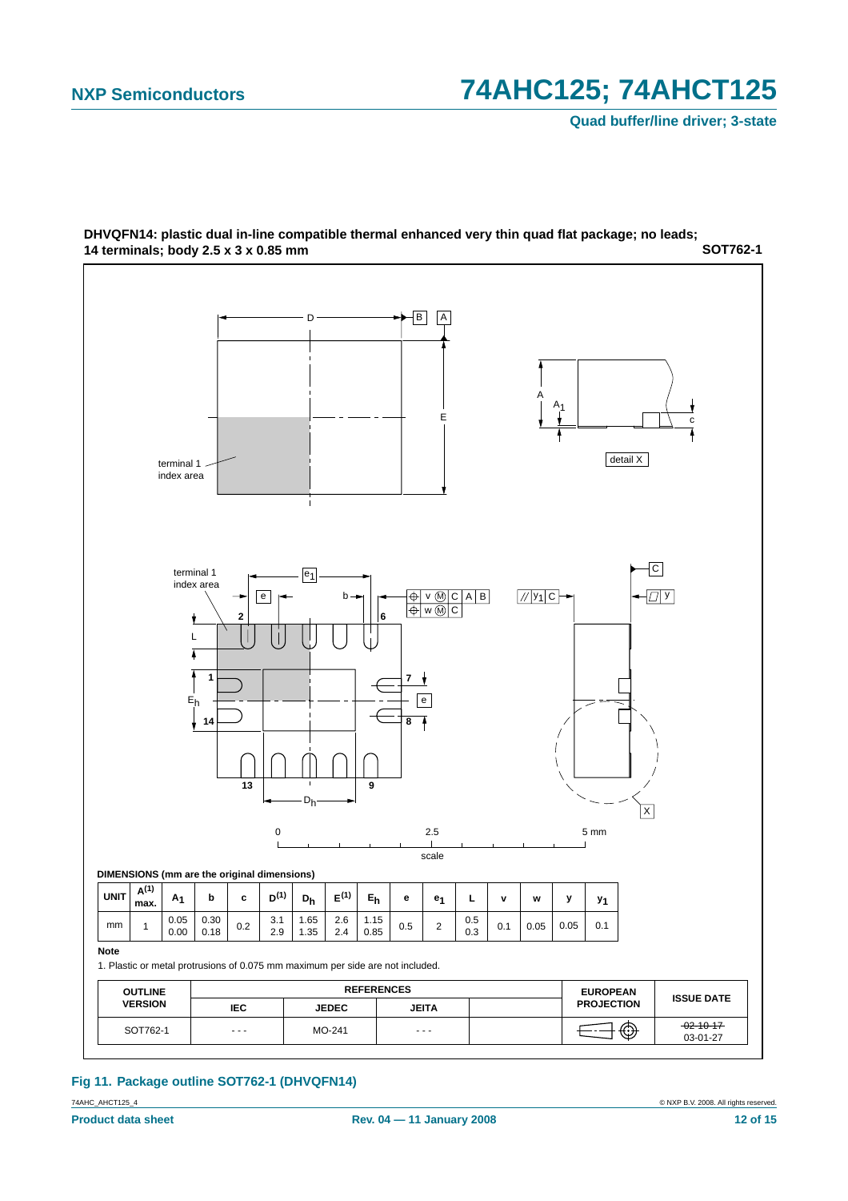**DHVQFN14: plastic dual in-line compatible thermal enhanced very thin quad flat package; no leads; 14 terminals; body 2.5 x 3 x 0.85 mm** **SOT762-1**

DIMENSIONS (mm are the original dimensions)

| UNIT | A(1) max. | $A_1$ | b | c | D(1) | $D_h$ | E(1) | $E_h$ | e | $e_1$ | L | v | w | y | $y_1$ |
|---|---|---|---|---|---|---|---|---|---|---|---|---|---|---|---|
| mm | 1 | 0.05<br>0.00 | 0.30<br>0.18 | 0.2 | 3.1<br>2.9 | 1.65<br>1.35 | 2.6<br>2.4 | 1.15<br>0.85 | 0.5 | 2 | 0.5<br>0.3 | 0.1 | 0.05 | 0.05 | 0.1 |

**Note**

1. Plastic or metal protrusions of 0.075 mm maximum per side are not included.

| OUTLINE VERSION | REFERENCES | | | | EUROPEAN PROJECTION | ISSUE DATE |
|---|---|---|---|---|---|---|
| | IEC | JEDEC | JEITA | | | |
| SOT762-1 | - - - | MO-241 | - - - | | | ~~02-10-17~~<br>03-01-27 |

**Fig 11. Package outline SOT762-1 (DHVQFN14)**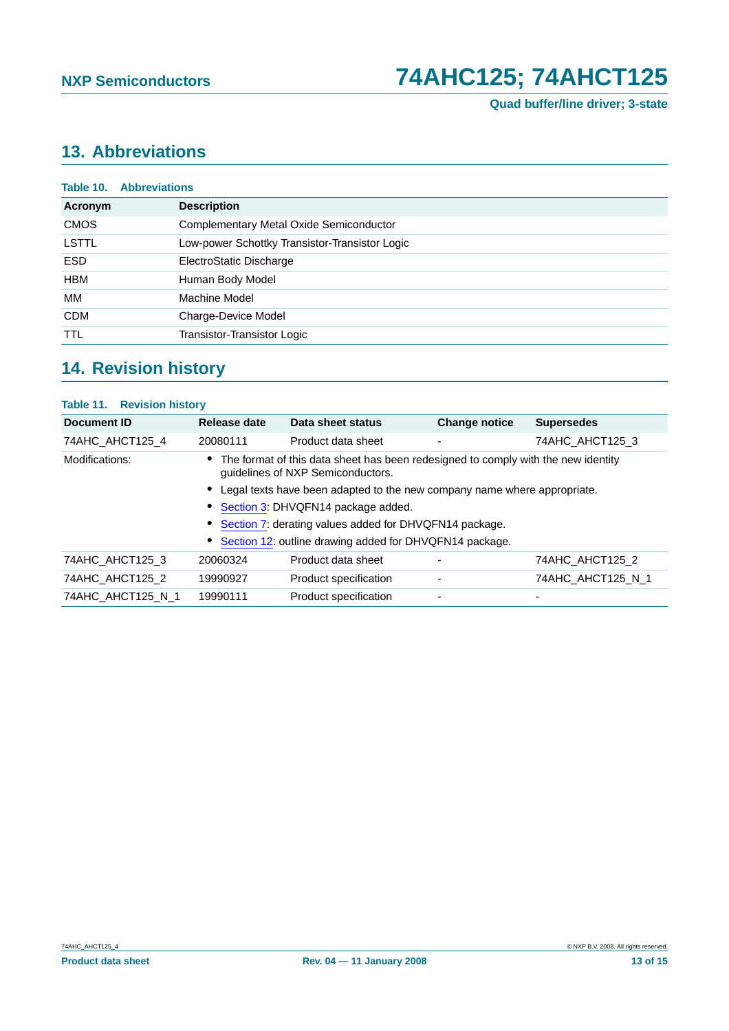## 13. Abbreviations

**Table 10. Abbreviations**

| Acronym | Description |
|---|---|
| CMOS | Complementary Metal Oxide Semiconductor |
| LSTTL | Low-power Schottky Transistor-Transistor Logic |
| ESD | ElectroStatic Discharge |
| HBM | Human Body Model |
| MM | Machine Model |
| CDM | Charge-Device Model |
| TTL | Transistor-Transistor Logic |

## 14. Revision history

**Table 11. Revision history**

| Document ID | Release date | Data sheet status | Change notice | Supersedes |
|---|---|---|---|---|
| 74AHC_AHCT125_4 | 20080111 | Product data sheet | - | 74AHC_AHCT125_3 |
| Modifications: | • The format of this data sheet has been redesigned to comply with the new identity guidelines of NXP Semiconductors. • Legal texts have been adapted to the new company name where appropriate. • Section 3: DHVQFN14 package added. • Section 7: derating values added for DHVQFN14 package. • Section 12: outline drawing added for DHVQFN14 package. | | | |
| 74AHC_AHCT125_3 | 20060324 | Product data sheet | - | 74AHC_AHCT125_2 |
| 74AHC_AHCT125_2 | 19990927 | Product specification | - | 74AHC_AHCT125_N_1 |
| 74AHC_AHCT125_N_1 | 19990111 | Product specification | - | - |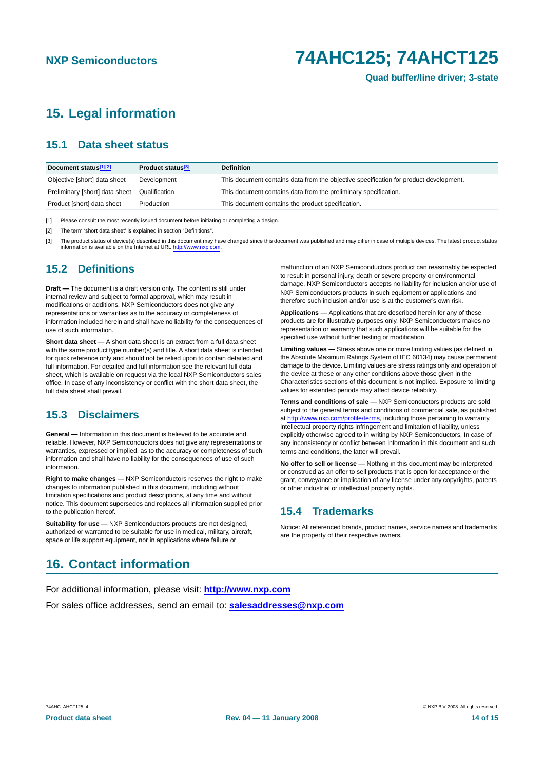# 15. Legal information

## 15.1 Data sheet status

| Document status[1][2] | Product status[3] | Definition |
|---|---|---|
| Objective [short] data sheet | Development | This document contains data from the objective specification for product development. |
| Preliminary [short] data sheet | Qualification | This document contains data from the preliminary specification. |
| Product [short] data sheet | Production | This document contains the product specification. |

[1] Please consult the most recently issued document before initiating or completing a design.

[2] The term 'short data sheet' is explained in section "Definitions".

[3] The product status of device(s) described in this document may have changed since this document was published and may differ in case of multiple devices. The latest product status information is available on the Internet at URL http://www.nxp.com.

## 15.2 Definitions

**Draft —** The document is a draft version only. The content is still under internal review and subject to formal approval, which may result in modifications or additions. NXP Semiconductors does not give any representations or warranties as to the accuracy or completeness of information included herein and shall have no liability for the consequences of use of such information.

**Short data sheet —** A short data sheet is an extract from a full data sheet with the same product type number(s) and title. A short data sheet is intended for quick reference only and should not be relied upon to contain detailed and full information. For detailed and full information see the relevant full data sheet, which is available on request via the local NXP Semiconductors sales office. In case of any inconsistency or conflict with the short data sheet, the full data sheet shall prevail.

## 15.3 Disclaimers

**General —** Information in this document is believed to be accurate and reliable. However, NXP Semiconductors does not give any representations or warranties, expressed or implied, as to the accuracy or completeness of such information and shall have no liability for the consequences of use of such information.

**Right to make changes —** NXP Semiconductors reserves the right to make changes to information published in this document, including without limitation specifications and product descriptions, at any time and without notice. This document supersedes and replaces all information supplied prior to the publication hereof.

**Suitability for use —** NXP Semiconductors products are not designed, authorized or warranted to be suitable for use in medical, military, aircraft, space or life support equipment, nor in applications where failure or malfunction of an NXP Semiconductors product can reasonably be expected to result in personal injury, death or severe property or environmental damage. NXP Semiconductors accepts no liability for inclusion and/or use of NXP Semiconductors products in such equipment or applications and therefore such inclusion and/or use is at the customer's own risk.

**Applications —** Applications that are described herein for any of these products are for illustrative purposes only. NXP Semiconductors makes no representation or warranty that such applications will be suitable for the specified use without further testing or modification.

**Limiting values —** Stress above one or more limiting values (as defined in the Absolute Maximum Ratings System of IEC 60134) may cause permanent damage to the device. Limiting values are stress ratings only and operation of the device at these or any other conditions above those given in the Characteristics sections of this document is not implied. Exposure to limiting values for extended periods may affect device reliability.

**Terms and conditions of sale —** NXP Semiconductors products are sold subject to the general terms and conditions of commercial sale, as published at http://www.nxp.com/profile/terms, including those pertaining to warranty, intellectual property rights infringement and limitation of liability, unless explicitly otherwise agreed to in writing by NXP Semiconductors. In case of any inconsistency or conflict between information in this document and such terms and conditions, the latter will prevail.

**No offer to sell or license —** Nothing in this document may be interpreted or construed as an offer to sell products that is open for acceptance or the grant, conveyance or implication of any license under any copyrights, patents or other industrial or intellectual property rights.

## 15.4 Trademarks

Notice: All referenced brands, product names, service names and trademarks are the property of their respective owners.

# 16. Contact information

For additional information, please visit: **http://www.nxp.com**

For sales office addresses, send an email to: **salesaddresses@nxp.com**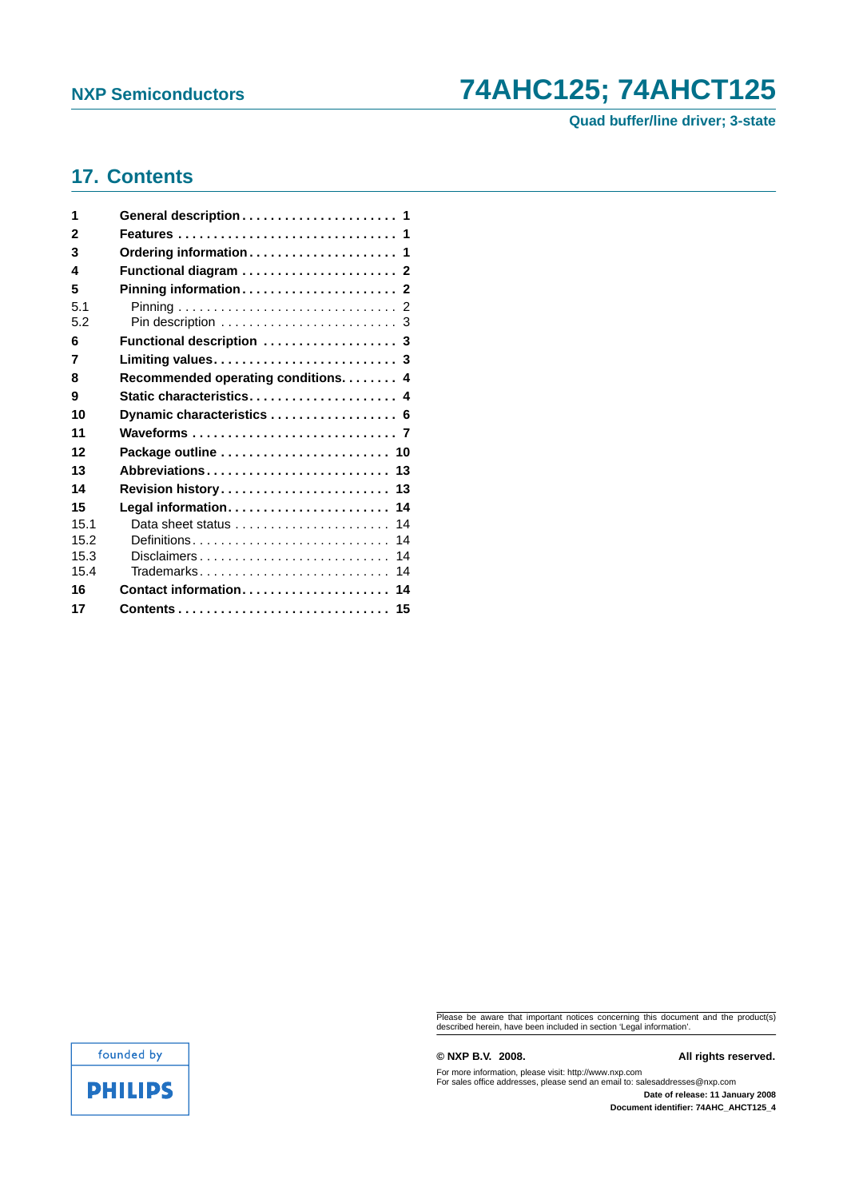## 17. Contents

| | | |
|---|---|---|
| **1** | **General description** | **1** |
| **2** | **Features** | **1** |
| **3** | **Ordering information** | **1** |
| **4** | **Functional diagram** | **2** |
| **5** | **Pinning information** | **2** |
| 5.1 | Pinning | 2 |
| 5.2 | Pin description | 3 |
| **6** | **Functional description** | **3** |
| **7** | **Limiting values** | **3** |
| **8** | **Recommended operating conditions** | **4** |
| **9** | **Static characteristics** | **4** |
| **10** | **Dynamic characteristics** | **6** |
| **11** | **Waveforms** | **7** |
| **12** | **Package outline** | **10** |
| **13** | **Abbreviations** | **13** |
| **14** | **Revision history** | **13** |
| **15** | **Legal information** | **14** |
| 15.1 | Data sheet status | 14 |
| 15.2 | Definitions | 14 |
| 15.3 | Disclaimers | 14 |
| 15.4 | Trademarks | 14 |
| **16** | **Contact information** | **14** |
| **17** | **Contents** | **15** |

Please be aware that important notices concerning this document and the product(s) described herein, have been included in section 'Legal information'.

**© NXP B.V. 2008. All rights reserved.**

For more information, please visit: http://www.nxp.com
For sales office addresses, please send an email to: salesaddresses@nxp.com

**Date of release: 11 January 2008**

**Document identifier: 74AHC_AHCT125_4**

founded by PHILIPS